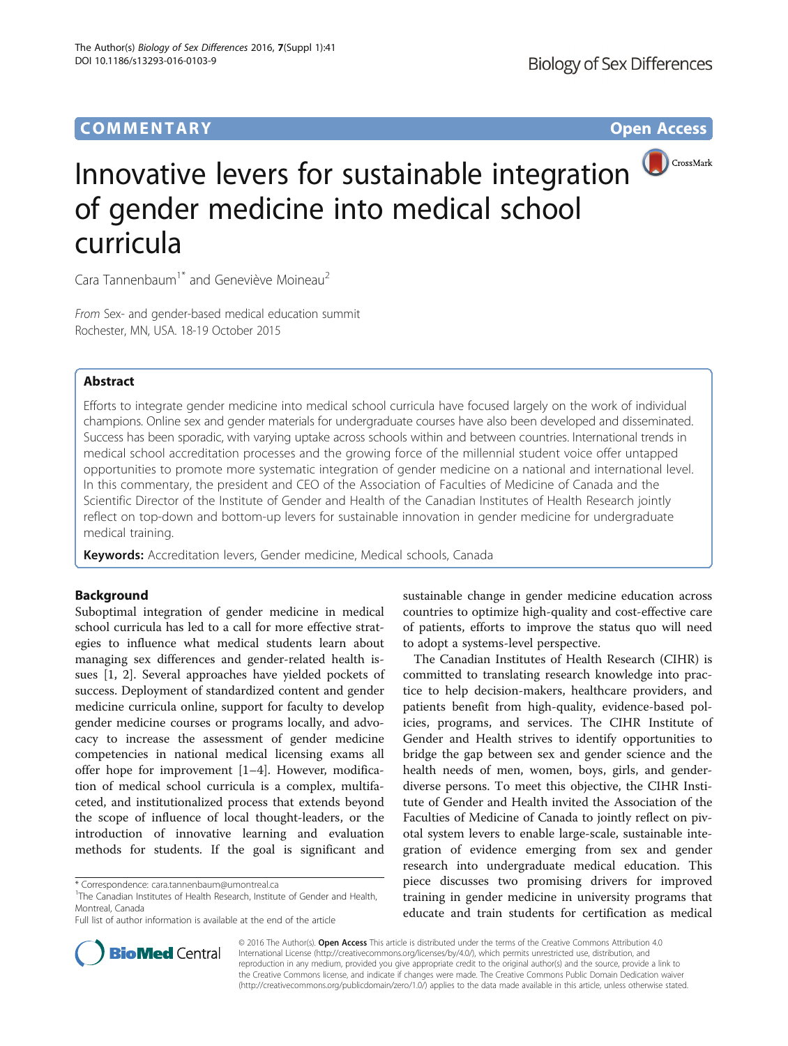**COMMENTARY** **Open Access**

# Innovative levers for sustainable integration of gender medicine into medical school curricula

Cara Tannenbaum[1*] and Geneviève Moineau[2]

*From* Sex- and gender-based medical education summit
Rochester, MN, USA. 18-19 October 2015

## Abstract

Efforts to integrate gender medicine into medical school curricula have focused largely on the work of individual champions. Online sex and gender materials for undergraduate courses have also been developed and disseminated. Success has been sporadic, with varying uptake across schools within and between countries. International trends in medical school accreditation processes and the growing force of the millennial student voice offer untapped opportunities to promote more systematic integration of gender medicine on a national and international level. In this commentary, the president and CEO of the Association of Faculties of Medicine of Canada and the Scientific Director of the Institute of Gender and Health of the Canadian Institutes of Health Research jointly reflect on top-down and bottom-up levers for sustainable innovation in gender medicine for undergraduate medical training.

**Keywords:** Accreditation levers, Gender medicine, Medical schools, Canada

## Background

Suboptimal integration of gender medicine in medical school curricula has led to a call for more effective strategies to influence what medical students learn about managing sex differences and gender-related health issues [1, 2]. Several approaches have yielded pockets of success. Deployment of standardized content and gender medicine curricula online, support for faculty to develop gender medicine courses or programs locally, and advocacy to increase the assessment of gender medicine competencies in national medical licensing exams all offer hope for improvement [1–4]. However, modification of medical school curricula is a complex, multifaceted, and institutionalized process that extends beyond the scope of influence of local thought-leaders, or the introduction of innovative learning and evaluation methods for students. If the goal is significant and sustainable change in gender medicine education across countries to optimize high-quality and cost-effective care of patients, efforts to improve the status quo will need to adopt a systems-level perspective.

The Canadian Institutes of Health Research (CIHR) is committed to translating research knowledge into practice to help decision-makers, healthcare providers, and patients benefit from high-quality, evidence-based policies, programs, and services. The CIHR Institute of Gender and Health strives to identify opportunities to bridge the gap between sex and gender science and the health needs of men, women, boys, girls, and gender-diverse persons. To meet this objective, the CIHR Institute of Gender and Health invited the Association of the Faculties of Medicine of Canada to jointly reflect on pivotal system levers to enable large-scale, sustainable integration of evidence emerging from sex and gender research into undergraduate medical education. This piece discusses two promising drivers for improved training in gender medicine in university programs that educate and train students for certification as medical

\* Correspondence: cara.tannenbaum@umontreal.ca
[1]The Canadian Institutes of Health Research, Institute of Gender and Health, Montreal, Canada
Full list of author information is available at the end of the article

© 2016 The Author(s). **Open Access** This article is distributed under the terms of the Creative Commons Attribution 4.0 International License (http://creativecommons.org/licenses/by/4.0/), which permits unrestricted use, distribution, and reproduction in any medium, provided you give appropriate credit to the original author(s) and the source, provide a link to the Creative Commons license, and indicate if changes were made. The Creative Commons Public Domain Dedication waiver (http://creativecommons.org/publicdomain/zero/1.0/) applies to the data made available in this article, unless otherwise stated.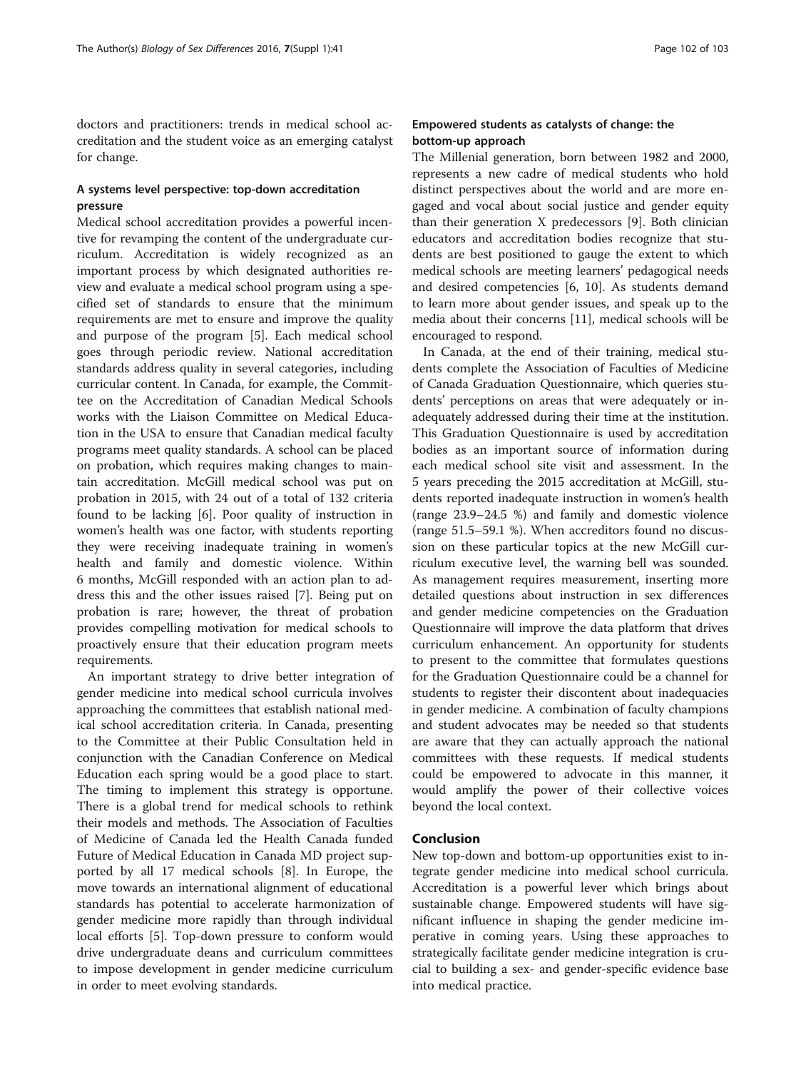doctors and practitioners: trends in medical school accreditation and the student voice as an emerging catalyst for change.

### A systems level perspective: top-down accreditation pressure

Medical school accreditation provides a powerful incentive for revamping the content of the undergraduate curriculum. Accreditation is widely recognized as an important process by which designated authorities review and evaluate a medical school program using a specified set of standards to ensure that the minimum requirements are met to ensure and improve the quality and purpose of the program [5]. Each medical school goes through periodic review. National accreditation standards address quality in several categories, including curricular content. In Canada, for example, the Committee on the Accreditation of Canadian Medical Schools works with the Liaison Committee on Medical Education in the USA to ensure that Canadian medical faculty programs meet quality standards. A school can be placed on probation, which requires making changes to maintain accreditation. McGill medical school was put on probation in 2015, with 24 out of a total of 132 criteria found to be lacking [6]. Poor quality of instruction in women's health was one factor, with students reporting they were receiving inadequate training in women's health and family and domestic violence. Within 6 months, McGill responded with an action plan to address this and the other issues raised [7]. Being put on probation is rare; however, the threat of probation provides compelling motivation for medical schools to proactively ensure that their education program meets requirements.

An important strategy to drive better integration of gender medicine into medical school curricula involves approaching the committees that establish national medical school accreditation criteria. In Canada, presenting to the Committee at their Public Consultation held in conjunction with the Canadian Conference on Medical Education each spring would be a good place to start. The timing to implement this strategy is opportune. There is a global trend for medical schools to rethink their models and methods. The Association of Faculties of Medicine of Canada led the Health Canada funded Future of Medical Education in Canada MD project supported by all 17 medical schools [8]. In Europe, the move towards an international alignment of educational standards has potential to accelerate harmonization of gender medicine more rapidly than through individual local efforts [5]. Top-down pressure to conform would drive undergraduate deans and curriculum committees to impose development in gender medicine curriculum in order to meet evolving standards.

### Empowered students as catalysts of change: the bottom-up approach

The Millenial generation, born between 1982 and 2000, represents a new cadre of medical students who hold distinct perspectives about the world and are more engaged and vocal about social justice and gender equity than their generation X predecessors [9]. Both clinician educators and accreditation bodies recognize that students are best positioned to gauge the extent to which medical schools are meeting learners' pedagogical needs and desired competencies [6, 10]. As students demand to learn more about gender issues, and speak up to the media about their concerns [11], medical schools will be encouraged to respond.

In Canada, at the end of their training, medical students complete the Association of Faculties of Medicine of Canada Graduation Questionnaire, which queries students' perceptions on areas that were adequately or inadequately addressed during their time at the institution. This Graduation Questionnaire is used by accreditation bodies as an important source of information during each medical school site visit and assessment. In the 5 years preceding the 2015 accreditation at McGill, students reported inadequate instruction in women's health (range 23.9–24.5 %) and family and domestic violence (range 51.5–59.1 %). When accreditors found no discussion on these particular topics at the new McGill curriculum executive level, the warning bell was sounded. As management requires measurement, inserting more detailed questions about instruction in sex differences and gender medicine competencies on the Graduation Questionnaire will improve the data platform that drives curriculum enhancement. An opportunity for students to present to the committee that formulates questions for the Graduation Questionnaire could be a channel for students to register their discontent about inadequacies in gender medicine. A combination of faculty champions and student advocates may be needed so that students are aware that they can actually approach the national committees with these requests. If medical students could be empowered to advocate in this manner, it would amplify the power of their collective voices beyond the local context.

## Conclusion

New top-down and bottom-up opportunities exist to integrate gender medicine into medical school curricula. Accreditation is a powerful lever which brings about sustainable change. Empowered students will have significant influence in shaping the gender medicine imperative in coming years. Using these approaches to strategically facilitate gender medicine integration is crucial to building a sex- and gender-specific evidence base into medical practice.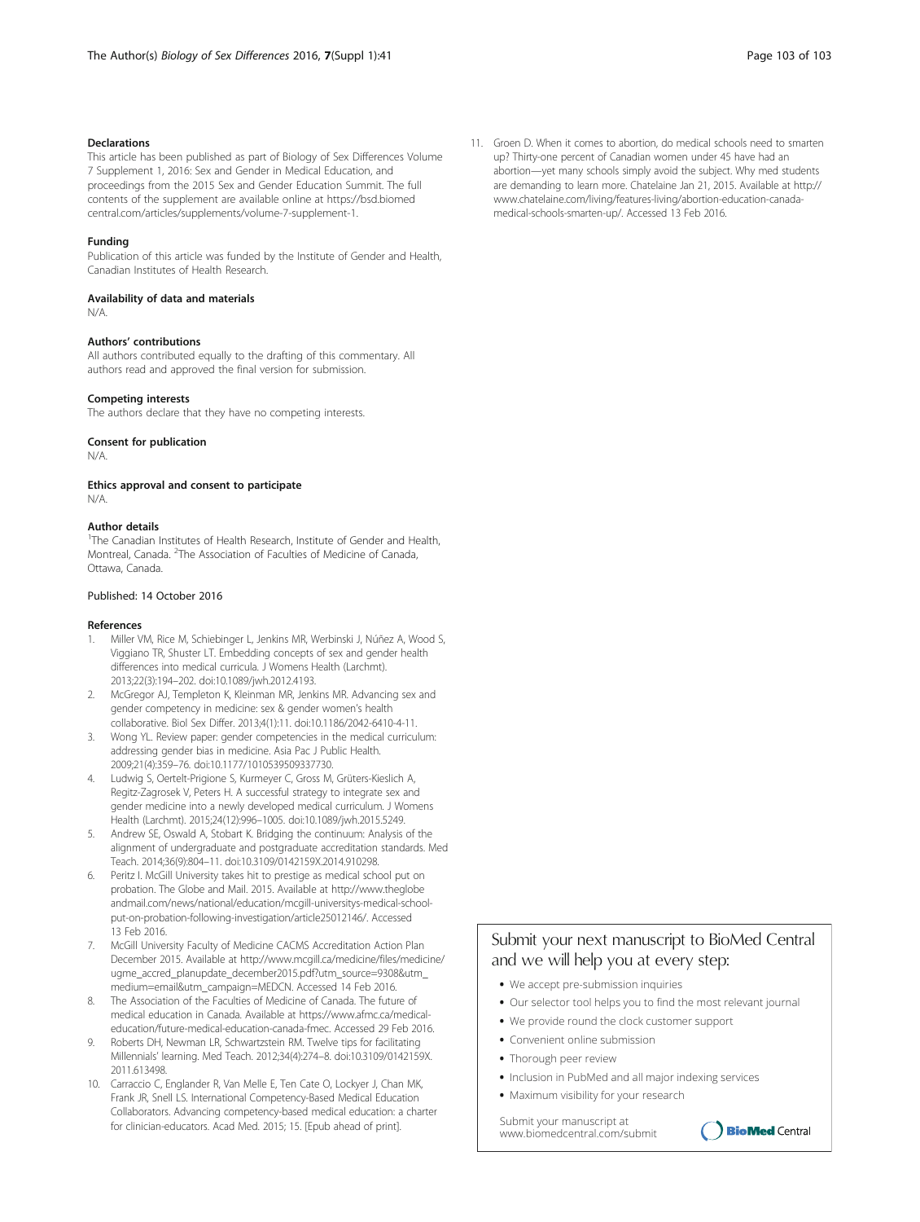### Declarations

This article has been published as part of Biology of Sex Differences Volume 7 Supplement 1, 2016: Sex and Gender in Medical Education, and proceedings from the 2015 Sex and Gender Education Summit. The full contents of the supplement are available online at https://bsd.biomedcentral.com/articles/supplements/volume-7-supplement-1.

### Funding

Publication of this article was funded by the Institute of Gender and Health, Canadian Institutes of Health Research.

### Availability of data and materials

N/A.

### Authors' contributions

All authors contributed equally to the drafting of this commentary. All authors read and approved the final version for submission.

### Competing interests

The authors declare that they have no competing interests.

### Consent for publication

N/A.

### Ethics approval and consent to participate

N/A.

### Author details

[1]The Canadian Institutes of Health Research, Institute of Gender and Health, Montreal, Canada. [2]The Association of Faculties of Medicine of Canada, Ottawa, Canada.

Published: 14 October 2016

### References

1. Miller VM, Rice M, Schiebinger L, Jenkins MR, Werbinski J, Núñez A, Wood S, Viggiano TR, Shuster LT. Embedding concepts of sex and gender health differences into medical curricula. J Womens Health (Larchmt). 2013;22(3):194–202. doi:10.1089/jwh.2012.4193.
2. McGregor AJ, Templeton K, Kleinman MR, Jenkins MR. Advancing sex and gender competency in medicine: sex & gender women's health collaborative. Biol Sex Differ. 2013;4(1):11. doi:10.1186/2042-6410-4-11.
3. Wong YL. Review paper: gender competencies in the medical curriculum: addressing gender bias in medicine. Asia Pac J Public Health. 2009;21(4):359–76. doi:10.1177/1010539509337730.
4. Ludwig S, Oertelt-Prigione S, Kurmeyer C, Gross M, Grüters-Kieslich A, Regitz-Zagrosek V, Peters H. A successful strategy to integrate sex and gender medicine into a newly developed medical curriculum. J Womens Health (Larchmt). 2015;24(12):996–1005. doi:10.1089/jwh.2015.5249.
5. Andrew SE, Oswald A, Stobart K. Bridging the continuum: Analysis of the alignment of undergraduate and postgraduate accreditation standards. Med Teach. 2014;36(9):804–11. doi:10.3109/0142159X.2014.910298.
6. Peritz I. McGill University takes hit to prestige as medical school put on probation. The Globe and Mail. 2015. Available at http://www.theglobeandmail.com/news/national/education/mcgill-universitys-medical-school-put-on-probation-following-investigation/article25012146/. Accessed 13 Feb 2016.
7. McGill University Faculty of Medicine CACMS Accreditation Action Plan December 2015. Available at http://www.mcgill.ca/medicine/files/medicine/ugme_accred_planupdate_december2015.pdf?utm_source=9308&utm_medium=email&utm_campaign=MEDCN. Accessed 14 Feb 2016.
8. The Association of the Faculties of Medicine of Canada. The future of medical education in Canada. Available at https://www.afmc.ca/medical-education/future-medical-education-canada-fmec. Accessed 29 Feb 2016.
9. Roberts DH, Newman LR, Schwartzstein RM. Twelve tips for facilitating Millennials' learning. Med Teach. 2012;34(4):274–8. doi:10.3109/0142159X.2011.613498.
10. Carraccio C, Englander R, Van Melle E, Ten Cate O, Lockyer J, Chan MK, Frank JR, Snell LS. International Competency-Based Medical Education Collaborators. Advancing competency-based medical education: a charter for clinician-educators. Acad Med. 2015; 15. [Epub ahead of print].
11. Groen D. When it comes to abortion, do medical schools need to smarten up? Thirty-one percent of Canadian women under 45 have had an abortion—yet many schools simply avoid the subject. Why med students are demanding to learn more. Chatelaine Jan 21, 2015. Available at http://www.chatelaine.com/living/features-living/abortion-education-canada-medical-schools-smarten-up/. Accessed 13 Feb 2016.

Submit your next manuscript to BioMed Central and we will help you at every step:

- We accept pre-submission inquiries
- Our selector tool helps you to find the most relevant journal
- We provide round the clock customer support
- Convenient online submission
- Thorough peer review
- Inclusion in PubMed and all major indexing services
- Maximum visibility for your research

Submit your manuscript at www.biomedcentral.com/submit

BioMed Central